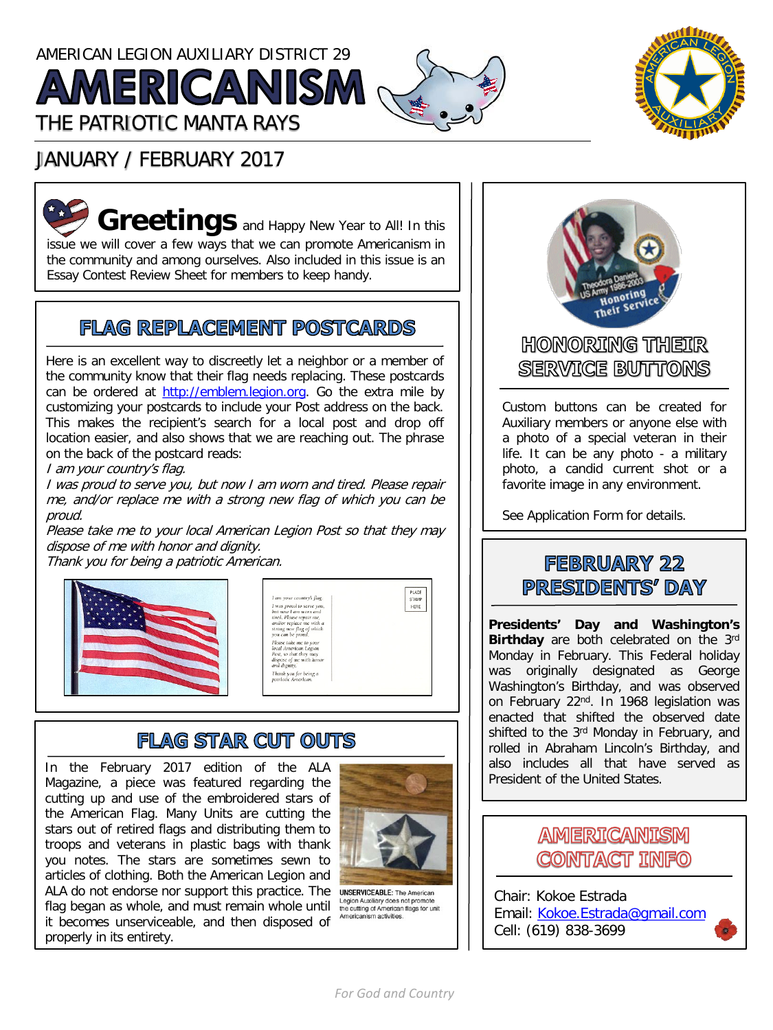AMERICAN LEGION AUXILIARY DISTRICT 29

# AMERICANISM

THE PATRIOTIC MANTA RAYS

JANUARY / FEBRUARY 2017

**Greetings** and Happy New Year to All! In this issue we will cover a few ways that we can promote Americanism in the community and among ourselves. Also included in this issue is an Essay Contest Review Sheet for members to keep handy.

## FLAG REPLACEMENT POSTCARDS

Here is an excellent way to discreetly let a neighbor or a member of the community know that their flag needs replacing. These postcards can be ordered at http://emblem.legion.org. Go the extra mile by customizing your postcards to include your Post address on the back. This makes the recipient's search for a local post and drop off location easier, and also shows that we are reaching out. The phrase on the back of the postcard reads:

*I am your country's flag.*
*I was proud to serve you, but now I am worn and tired. Please repair me, and/or replace me with a strong new flag of which you can be proud.*
*Please take me to your local American Legion Post so that they may dispose of me with honor and dignity.*
*Thank you for being a patriotic American.*

## FLAG STAR CUT OUTS

In the February 2017 edition of the ALA Magazine, a piece was featured regarding the cutting up and use of the embroidered stars of the American Flag. Many Units are cutting the stars out of retired flags and distributing them to troops and veterans in plastic bags with thank you notes. The stars are sometimes sewn to articles of clothing. Both the American Legion and ALA do not endorse nor support this practice. The flag began as whole, and must remain whole until it becomes unserviceable, and then disposed of properly in its entirety.

**UNSERVICEABLE:** The American Legion Auxiliary does not promote the cutting of American flags for unit Americanism activities.

## HONORING THEIR SERVICE BUTTONS

Custom buttons can be created for Auxiliary members or anyone else with a photo of a special veteran in their life. It can be any photo - a military photo, a candid current shot or a favorite image in any environment.

See Application Form for details.

## FEBRUARY 22 PRESIDENTS' DAY

**Presidents' Day and Washington's Birthday** are both celebrated on the 3rd Monday in February. This Federal holiday was originally designated as George Washington's Birthday, and was observed on February 22nd. In 1968 legislation was enacted that shifted the observed date shifted to the 3rd Monday in February, and rolled in Abraham Lincoln's Birthday, and also includes all that have served as President of the United States.

## AMERICANISM CONTACT INFO

Chair: Kokoe Estrada
Email: Kokoe.Estrada@gmail.com
Cell: (619) 838-3699

*For God and Country*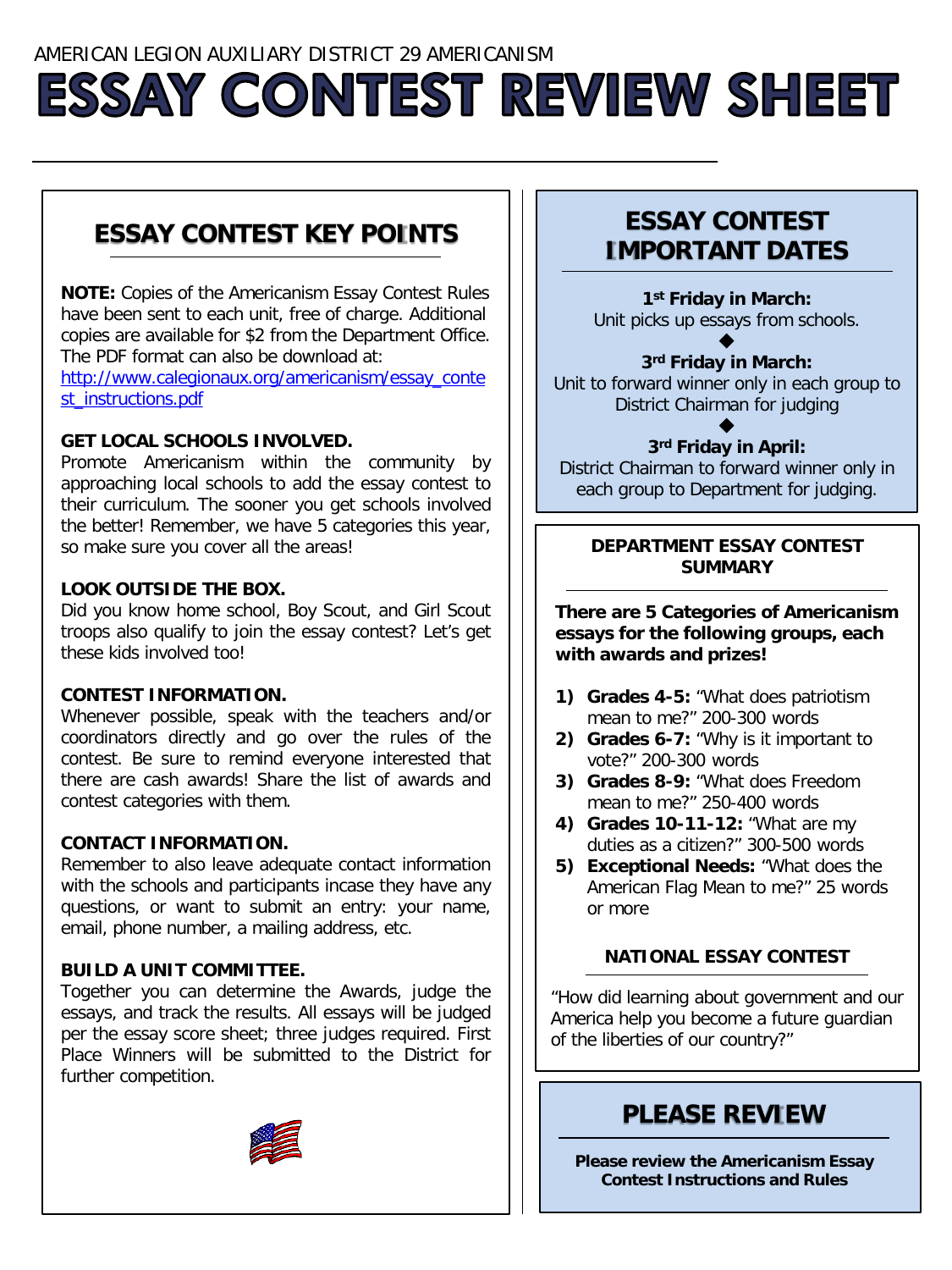AMERICAN LEGION AUXILIARY DISTRICT 29 AMERICANISM

# ESSAY CONTEST REVIEW SHEET

## ESSAY CONTEST KEY POINTS

**NOTE:** Copies of the Americanism Essay Contest Rules have been sent to each unit, free of charge. Additional copies are available for $2 from the Department Office. The PDF format can also be download at: [http://www.calegionaux.org/americanism/essay_contest_instructions.pdf](http://www.calegionaux.org/americanism/essay_contest_instructions.pdf)

**GET LOCAL SCHOOLS INVOLVED.**
Promote Americanism within the community by approaching local schools to add the essay contest to their curriculum. The sooner you get schools involved the better! Remember, we have 5 categories this year, so make sure you cover all the areas!

**LOOK OUTSIDE THE BOX.**
Did you know home school, Boy Scout, and Girl Scout troops also qualify to join the essay contest? Let's get these kids involved too!

**CONTEST INFORMATION.**
Whenever possible, speak with the teachers and/or coordinators directly and go over the rules of the contest. Be sure to remind everyone interested that there are cash awards! Share the list of awards and contest categories with them.

**CONTACT INFORMATION.**
Remember to also leave adequate contact information with the schools and participants incase they have any questions, or want to submit an entry: your name, email, phone number, a mailing address, etc.

**BUILD A UNIT COMMITTEE.**
Together you can determine the Awards, judge the essays, and track the results. All essays will be judged per the essay score sheet; three judges required. First Place Winners will be submitted to the District for further competition.

## ESSAY CONTEST IMPORTANT DATES

**1st Friday in March:**
Unit picks up essays from schools.

◆

**3rd Friday in March:**
Unit to forward winner only in each group to District Chairman for judging

◆

**3rd Friday in April:**
District Chairman to forward winner only in each group to Department for judging.

### DEPARTMENT ESSAY CONTEST SUMMARY

**There are 5 Categories of Americanism essays for the following groups, each with awards and prizes!**

1) **Grades 4-5:** "What does patriotism mean to me?" 200-300 words
2) **Grades 6-7:** "Why is it important to vote?" 200-300 words
3) **Grades 8-9:** "What does Freedom mean to me?" 250-400 words
4) **Grades 10-11-12:** "What are my duties as a citizen?" 300-500 words
5) **Exceptional Needs:** "What does the American Flag Mean to me?" 25 words or more

### NATIONAL ESSAY CONTEST

"How did learning about government and our America help you become a future guardian of the liberties of our country?"

## PLEASE REVIEW

**Please review the Americanism Essay Contest Instructions and Rules**